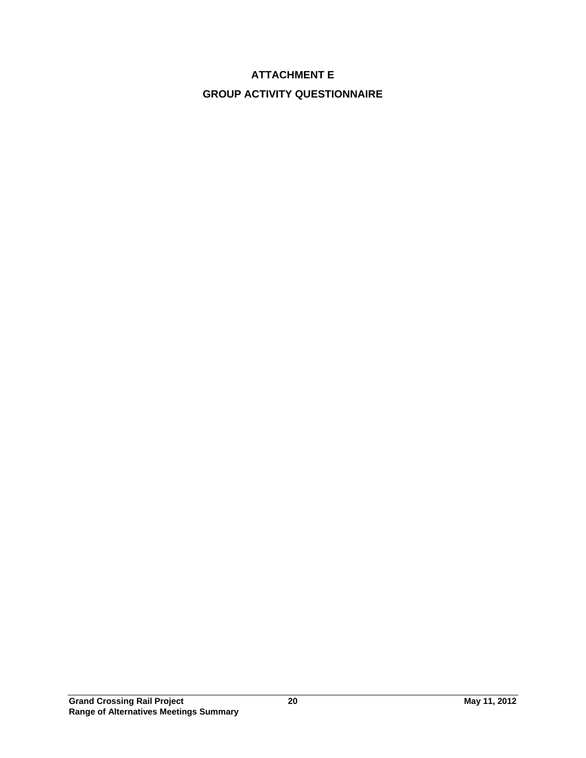# ATTACHMENT E

# GROUP ACTIVITY QUESTIONNAIRE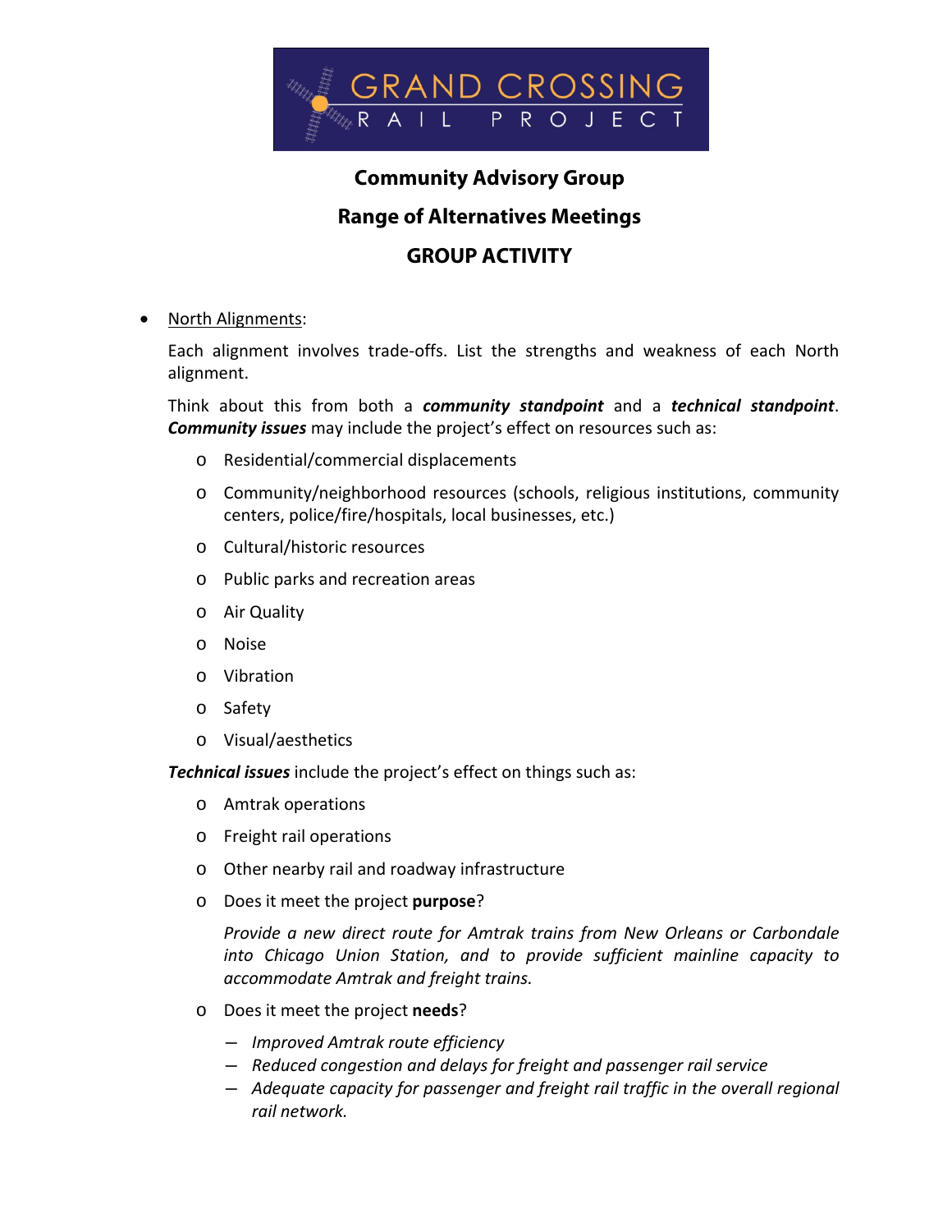# GRAND CROSSING RAIL PROJECT

## Community Advisory Group

## Range of Alternatives Meetings

## GROUP ACTIVITY

- North Alignments:

  Each alignment involves trade-offs. List the strengths and weakness of each North alignment.

  Think about this from both a ***community standpoint*** and a ***technical standpoint***. ***Community issues*** may include the project's effect on resources such as:

  - Residential/commercial displacements
  - Community/neighborhood resources (schools, religious institutions, community centers, police/fire/hospitals, local businesses, etc.)
  - Cultural/historic resources
  - Public parks and recreation areas
  - Air Quality
  - Noise
  - Vibration
  - Safety
  - Visual/aesthetics

  ***Technical issues*** include the project's effect on things such as:

  - Amtrak operations
  - Freight rail operations
  - Other nearby rail and roadway infrastructure
  - Does it meet the project **purpose**?

    *Provide a new direct route for Amtrak trains from New Orleans or Carbondale into Chicago Union Station, and to provide sufficient mainline capacity to accommodate Amtrak and freight trains.*

  - Does it meet the project **needs**?
    - *Improved Amtrak route efficiency*
    - *Reduced congestion and delays for freight and passenger rail service*
    - *Adequate capacity for passenger and freight rail traffic in the overall regional rail network.*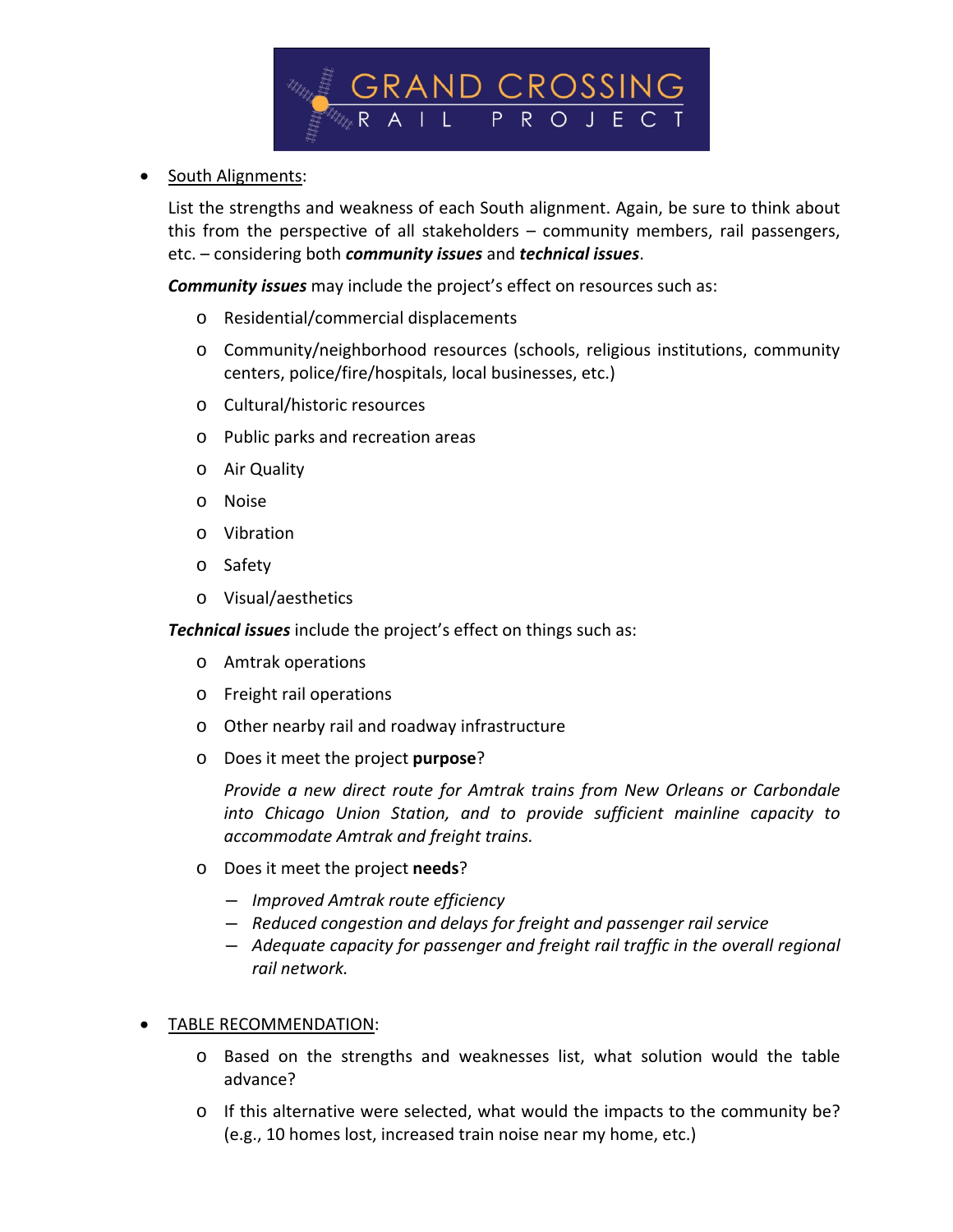- <u>South Alignments</u>:

  List the strengths and weakness of each South alignment. Again, be sure to think about this from the perspective of all stakeholders – community members, rail passengers, etc. – considering both ***community issues*** and ***technical issues***.

  ***Community issues*** may include the project's effect on resources such as:

  - Residential/commercial displacements
  - Community/neighborhood resources (schools, religious institutions, community centers, police/fire/hospitals, local businesses, etc.)
  - Cultural/historic resources
  - Public parks and recreation areas
  - Air Quality
  - Noise
  - Vibration
  - Safety
  - Visual/aesthetics

  ***Technical issues*** include the project's effect on things such as:

  - Amtrak operations
  - Freight rail operations
  - Other nearby rail and roadway infrastructure
  - Does it meet the project **purpose**?

    *Provide a new direct route for Amtrak trains from New Orleans or Carbondale into Chicago Union Station, and to provide sufficient mainline capacity to accommodate Amtrak and freight trains.*

  - Does it meet the project **needs**?
    - *Improved Amtrak route efficiency*
    - *Reduced congestion and delays for freight and passenger rail service*
    - *Adequate capacity for passenger and freight rail traffic in the overall regional rail network.*

- <u>TABLE RECOMMENDATION</u>:
  - Based on the strengths and weaknesses list, what solution would the table advance?
  - If this alternative were selected, what would the impacts to the community be? (e.g., 10 homes lost, increased train noise near my home, etc.)